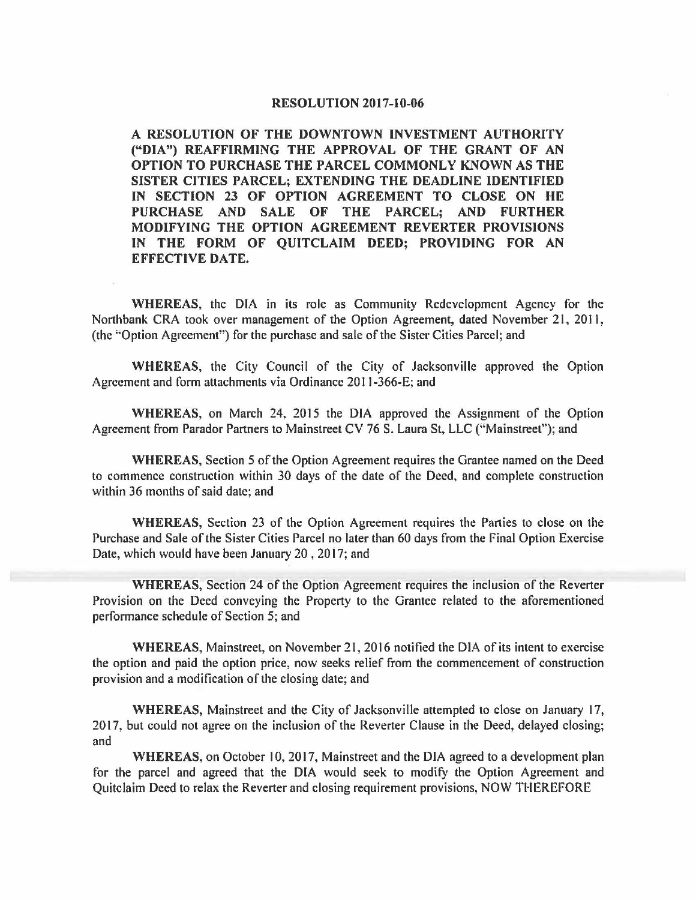# RESOLUTION 2017-10-06

**A RESOLUTION OF THE DOWNTOWN INVESTMENT AUTHORITY ("DIA") REAFFIRMING THE APPROVAL OF THE GRANT OF AN OPTION TO PURCHASE THE PARCEL COMMONLY KNOWN AS THE SISTER CITIES PARCEL; EXTENDING THE DEADLINE IDENTIFIED IN SECTION 23 OF OPTION AGREEMENT TO CLOSE ON HE PURCHASE AND SALE OF THE PARCEL; AND FURTHER MODIFYING THE OPTION AGREEMENT REVERTER PROVISIONS IN THE FORM OF QUITCLAIM DEED; PROVIDING FOR AN EFFECTIVE DATE.**

**WHEREAS,** the DIA in its role as Community Redevelopment Agency for the Northbank CRA took over management of the Option Agreement, dated November 21, 2011, (the "Option Agreement") for the purchase and sale of the Sister Cities Parcel; and

**WHEREAS,** the City Council of the City of Jacksonville approved the Option Agreement and form attachments via Ordinance 2011-366-E; and

**WHEREAS,** on March 24, 2015 the DIA approved the Assignment of the Option Agreement from Parador Partners to Mainstreet CV 76 S. Laura St, LLC ("Mainstreet"); and

**WHEREAS,** Section 5 of the Option Agreement requires the Grantee named on the Deed to commence construction within 30 days of the date of the Deed, and complete construction within 36 months of said date; and

**WHEREAS,** Section 23 of the Option Agreement requires the Parties to close on the Purchase and Sale of the Sister Cities Parcel no later than 60 days from the Final Option Exercise Date, which would have been January 20 , 2017; and

**WHEREAS,** Section 24 of the Option Agreement requires the inclusion of the Reverter Provision on the Deed conveying the Property to the Grantee related to the aforementioned performance schedule of Section 5; and

**WHEREAS,** Mainstreet, on November 21, 2016 notified the DIA of its intent to exercise the option and paid the option price, now seeks relief from the commencement of construction provision and a modification of the closing date; and

**WHEREAS,** Mainstreet and the City of Jacksonville attempted to close on January 17, 2017, but could not agree on the inclusion of the Reverter Clause in the Deed, delayed closing; and

**WHEREAS,** on October 10, 2017, Mainstreet and the DIA agreed to a development plan for the parcel and agreed that the DIA would seek to modify the Option Agreement and Quitclaim Deed to relax the Reverter and closing requirement provisions, NOW THEREFORE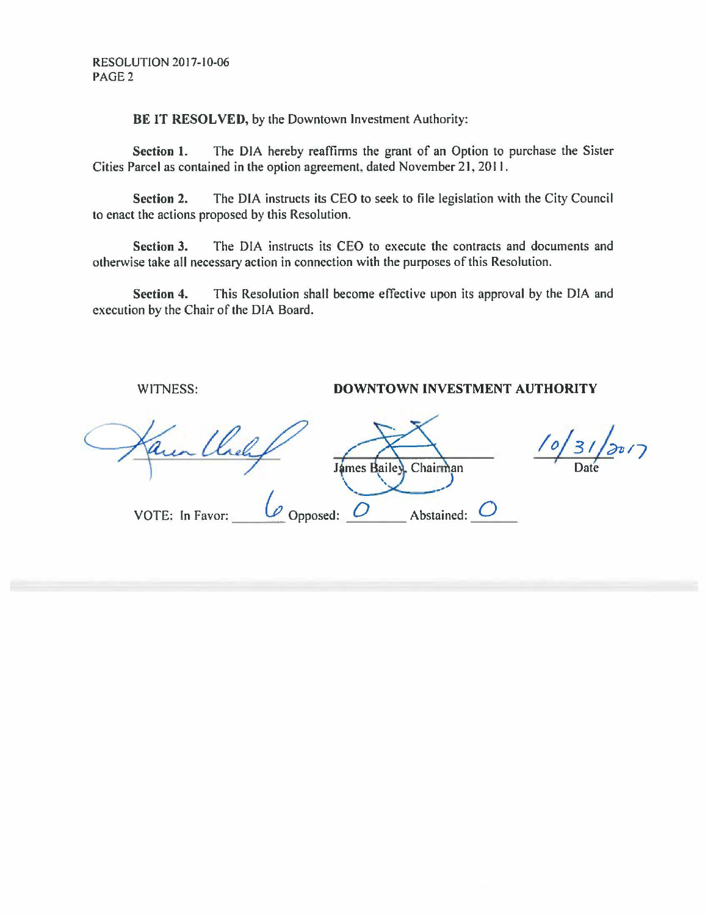RESOLUTION 2017-10-06
PAGE 2

**BE IT RESOLVED,** by the Downtown Investment Authority:

**Section 1.** The DIA hereby reaffirms the grant of an Option to purchase the Sister Cities Parcel as contained in the option agreement, dated November 21, 2011.

**Section 2.** The DIA instructs its CEO to seek to file legislation with the City Council to enact the actions proposed by this Resolution.

**Section 3.** The DIA instructs its CEO to execute the contracts and documents and otherwise take all necessary action in connection with the purposes of this Resolution.

**Section 4.** This Resolution shall become effective upon its approval by the DIA and execution by the Chair of the DIA Board.

WITNESS: **DOWNTOWN INVESTMENT AUTHORITY**

James Bailey, Chairman

10/31/2017
Date

VOTE: In Favor: 6 Opposed: 0 Abstained: 0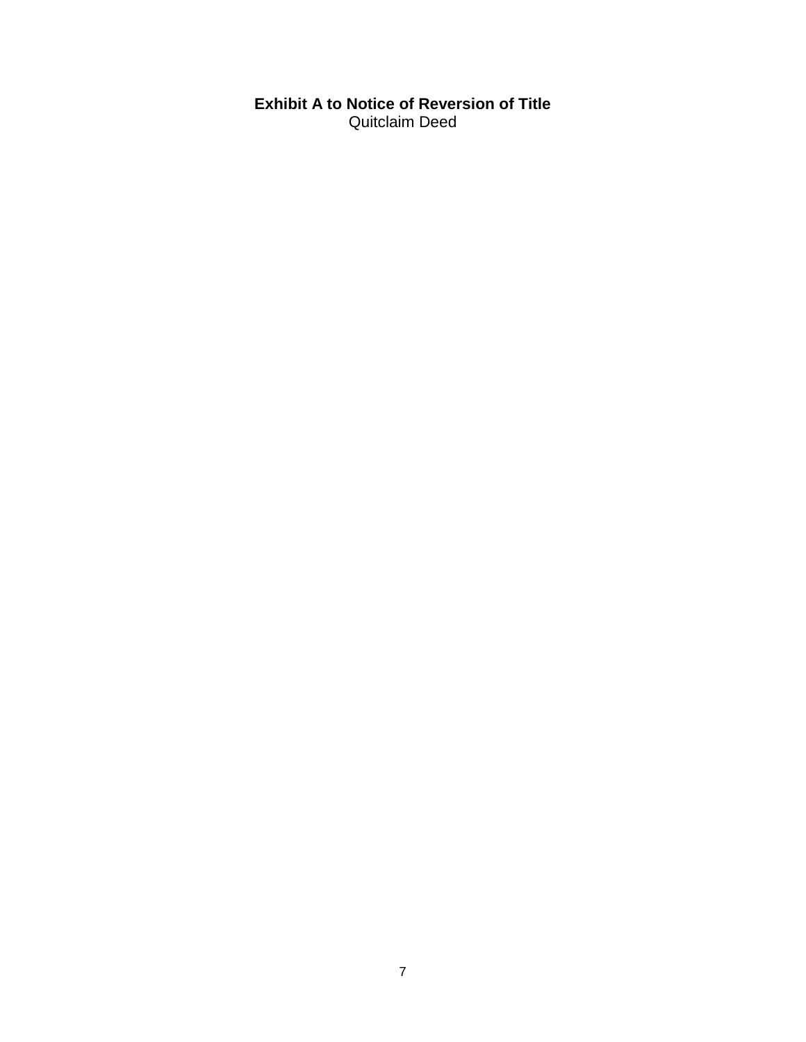**Exhibit A to Notice of Reversion of Title**
Quitclaim Deed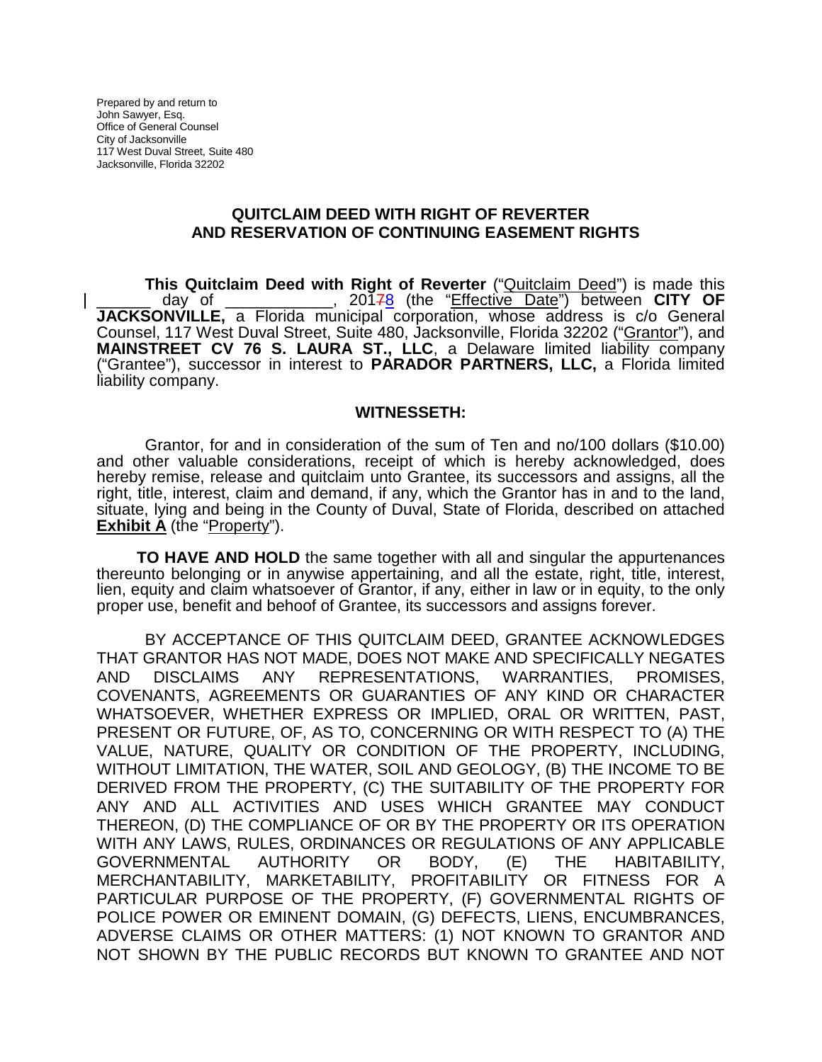Prepared by and return to
John Sawyer, Esq.
Office of General Counsel
City of Jacksonville
117 West Duval Street, Suite 480
Jacksonville, Florida 32202

## QUITCLAIM DEED WITH RIGHT OF REVERTER AND RESERVATION OF CONTINUING EASEMENT RIGHTS

**This Quitclaim Deed with Right of Reverter** ("Quitclaim Deed") is made this ______ day of ____________, 2018 (the "Effective Date") between **CITY OF JACKSONVILLE,** a Florida municipal corporation, whose address is c/o General Counsel, 117 West Duval Street, Suite 480, Jacksonville, Florida 32202 ("Grantor"), and **MAINSTREET CV 76 S. LAURA ST., LLC**, a Delaware limited liability company ("Grantee"), successor in interest to **PARADOR PARTNERS, LLC,** a Florida limited liability company.

### WITNESSETH:

Grantor, for and in consideration of the sum of Ten and no/100 dollars ($10.00) and other valuable considerations, receipt of which is hereby acknowledged, does hereby remise, release and quitclaim unto Grantee, its successors and assigns, all the right, title, interest, claim and demand, if any, which the Grantor has in and to the land, situate, lying and being in the County of Duval, State of Florida, described on attached **Exhibit A** (the "Property").

**TO HAVE AND HOLD** the same together with all and singular the appurtenances thereunto belonging or in anywise appertaining, and all the estate, right, title, interest, lien, equity and claim whatsoever of Grantor, if any, either in law or in equity, to the only proper use, benefit and behoof of Grantee, its successors and assigns forever.

BY ACCEPTANCE OF THIS QUITCLAIM DEED, GRANTEE ACKNOWLEDGES THAT GRANTOR HAS NOT MADE, DOES NOT MAKE AND SPECIFICALLY NEGATES AND DISCLAIMS ANY REPRESENTATIONS, WARRANTIES, PROMISES, COVENANTS, AGREEMENTS OR GUARANTIES OF ANY KIND OR CHARACTER WHATSOEVER, WHETHER EXPRESS OR IMPLIED, ORAL OR WRITTEN, PAST, PRESENT OR FUTURE, OF, AS TO, CONCERNING OR WITH RESPECT TO (A) THE VALUE, NATURE, QUALITY OR CONDITION OF THE PROPERTY, INCLUDING, WITHOUT LIMITATION, THE WATER, SOIL AND GEOLOGY, (B) THE INCOME TO BE DERIVED FROM THE PROPERTY, (C) THE SUITABILITY OF THE PROPERTY FOR ANY AND ALL ACTIVITIES AND USES WHICH GRANTEE MAY CONDUCT THEREON, (D) THE COMPLIANCE OF OR BY THE PROPERTY OR ITS OPERATION WITH ANY LAWS, RULES, ORDINANCES OR REGULATIONS OF ANY APPLICABLE GOVERNMENTAL AUTHORITY OR BODY, (E) THE HABITABILITY, MERCHANTABILITY, MARKETABILITY, PROFITABILITY OR FITNESS FOR A PARTICULAR PURPOSE OF THE PROPERTY, (F) GOVERNMENTAL RIGHTS OF POLICE POWER OR EMINENT DOMAIN, (G) DEFECTS, LIENS, ENCUMBRANCES, ADVERSE CLAIMS OR OTHER MATTERS: (1) NOT KNOWN TO GRANTOR AND NOT SHOWN BY THE PUBLIC RECORDS BUT KNOWN TO GRANTEE AND NOT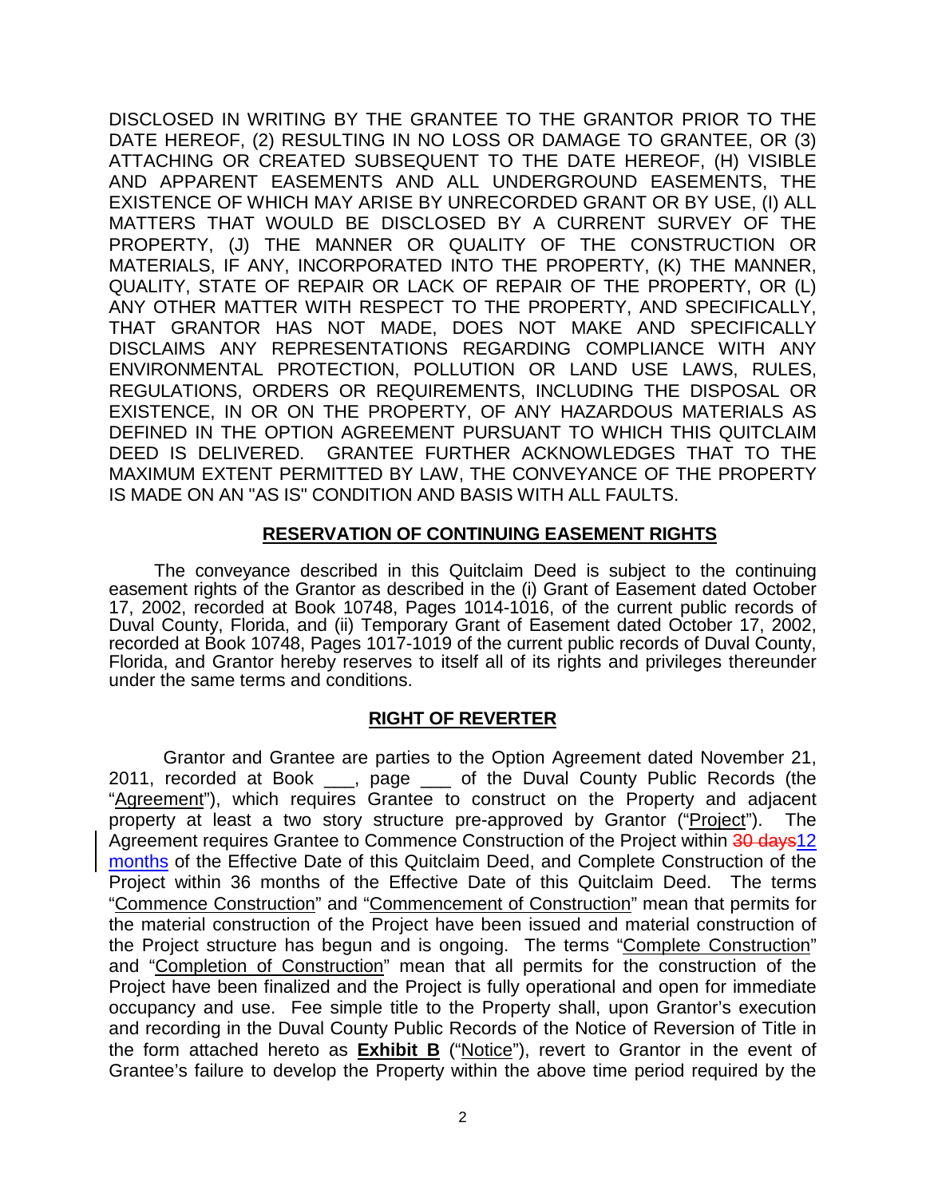DISCLOSED IN WRITING BY THE GRANTEE TO THE GRANTOR PRIOR TO THE DATE HEREOF, (2) RESULTING IN NO LOSS OR DAMAGE TO GRANTEE, OR (3) ATTACHING OR CREATED SUBSEQUENT TO THE DATE HEREOF, (H) VISIBLE AND APPARENT EASEMENTS AND ALL UNDERGROUND EASEMENTS, THE EXISTENCE OF WHICH MAY ARISE BY UNRECORDED GRANT OR BY USE, (I) ALL MATTERS THAT WOULD BE DISCLOSED BY A CURRENT SURVEY OF THE PROPERTY, (J) THE MANNER OR QUALITY OF THE CONSTRUCTION OR MATERIALS, IF ANY, INCORPORATED INTO THE PROPERTY, (K) THE MANNER, QUALITY, STATE OF REPAIR OR LACK OF REPAIR OF THE PROPERTY, OR (L) ANY OTHER MATTER WITH RESPECT TO THE PROPERTY, AND SPECIFICALLY, THAT GRANTOR HAS NOT MADE, DOES NOT MAKE AND SPECIFICALLY DISCLAIMS ANY REPRESENTATIONS REGARDING COMPLIANCE WITH ANY ENVIRONMENTAL PROTECTION, POLLUTION OR LAND USE LAWS, RULES, REGULATIONS, ORDERS OR REQUIREMENTS, INCLUDING THE DISPOSAL OR EXISTENCE, IN OR ON THE PROPERTY, OF ANY HAZARDOUS MATERIALS AS DEFINED IN THE OPTION AGREEMENT PURSUANT TO WHICH THIS QUITCLAIM DEED IS DELIVERED. GRANTEE FURTHER ACKNOWLEDGES THAT TO THE MAXIMUM EXTENT PERMITTED BY LAW, THE CONVEYANCE OF THE PROPERTY IS MADE ON AN "AS IS" CONDITION AND BASIS WITH ALL FAULTS.

## RESERVATION OF CONTINUING EASEMENT RIGHTS

The conveyance described in this Quitclaim Deed is subject to the continuing easement rights of the Grantor as described in the (i) Grant of Easement dated October 17, 2002, recorded at Book 10748, Pages 1014-1016, of the current public records of Duval County, Florida, and (ii) Temporary Grant of Easement dated October 17, 2002, recorded at Book 10748, Pages 1017-1019 of the current public records of Duval County, Florida, and Grantor hereby reserves to itself all of its rights and privileges thereunder under the same terms and conditions.

## RIGHT OF REVERTER

Grantor and Grantee are parties to the Option Agreement dated November 21, 2011, recorded at Book ___, page ___ of the Duval County Public Records (the "Agreement"), which requires Grantee to construct on the Property and adjacent property at least a two story structure pre-approved by Grantor ("Project"). The Agreement requires Grantee to Commence Construction of the Project within ~~30 days~~12 months of the Effective Date of this Quitclaim Deed, and Complete Construction of the Project within 36 months of the Effective Date of this Quitclaim Deed. The terms "Commence Construction" and "Commencement of Construction" mean that permits for the material construction of the Project have been issued and material construction of the Project structure has begun and is ongoing. The terms "Complete Construction" and "Completion of Construction" mean that all permits for the construction of the Project have been finalized and the Project is fully operational and open for immediate occupancy and use. Fee simple title to the Property shall, upon Grantor's execution and recording in the Duval County Public Records of the Notice of Reversion of Title in the form attached hereto as **Exhibit B** ("Notice"), revert to Grantor in the event of Grantee's failure to develop the Property within the above time period required by the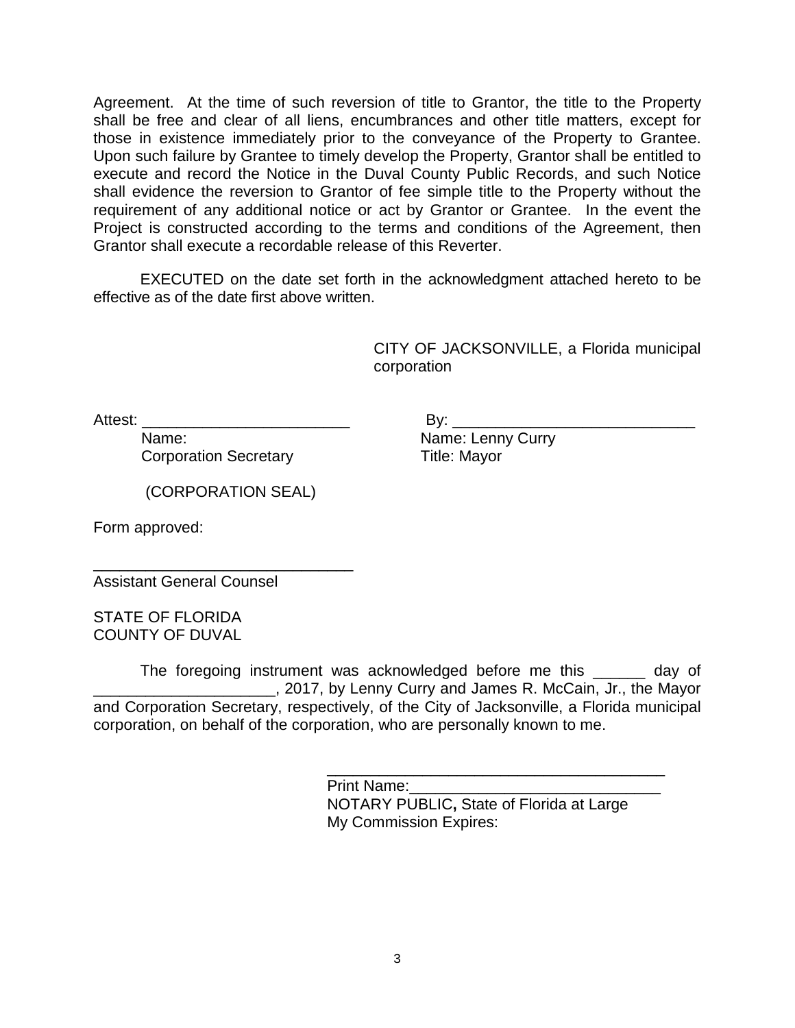Agreement. At the time of such reversion of title to Grantor, the title to the Property shall be free and clear of all liens, encumbrances and other title matters, except for those in existence immediately prior to the conveyance of the Property to Grantee. Upon such failure by Grantee to timely develop the Property, Grantor shall be entitled to execute and record the Notice in the Duval County Public Records, and such Notice shall evidence the reversion to Grantor of fee simple title to the Property without the requirement of any additional notice or act by Grantor or Grantee. In the event the Project is constructed according to the terms and conditions of the Agreement, then Grantor shall execute a recordable release of this Reverter.

EXECUTED on the date set forth in the acknowledgment attached hereto to be effective as of the date first above written.

CITY OF JACKSONVILLE, a Florida municipal corporation

Attest: ________________________
Name:
Corporation Secretary

By: ____________________________
Name: Lenny Curry
Title: Mayor

(CORPORATION SEAL)

Form approved:

______________________________
Assistant General Counsel

STATE OF FLORIDA
COUNTY OF DUVAL

The foregoing instrument was acknowledged before me this ______ day of _____________________, 2017, by Lenny Curry and James R. McCain, Jr., the Mayor and Corporation Secretary, respectively, of the City of Jacksonville, a Florida municipal corporation, on behalf of the corporation, who are personally known to me.

_______________________________________
Print Name:_____________________________
NOTARY PUBLIC**,** State of Florida at Large
My Commission Expires: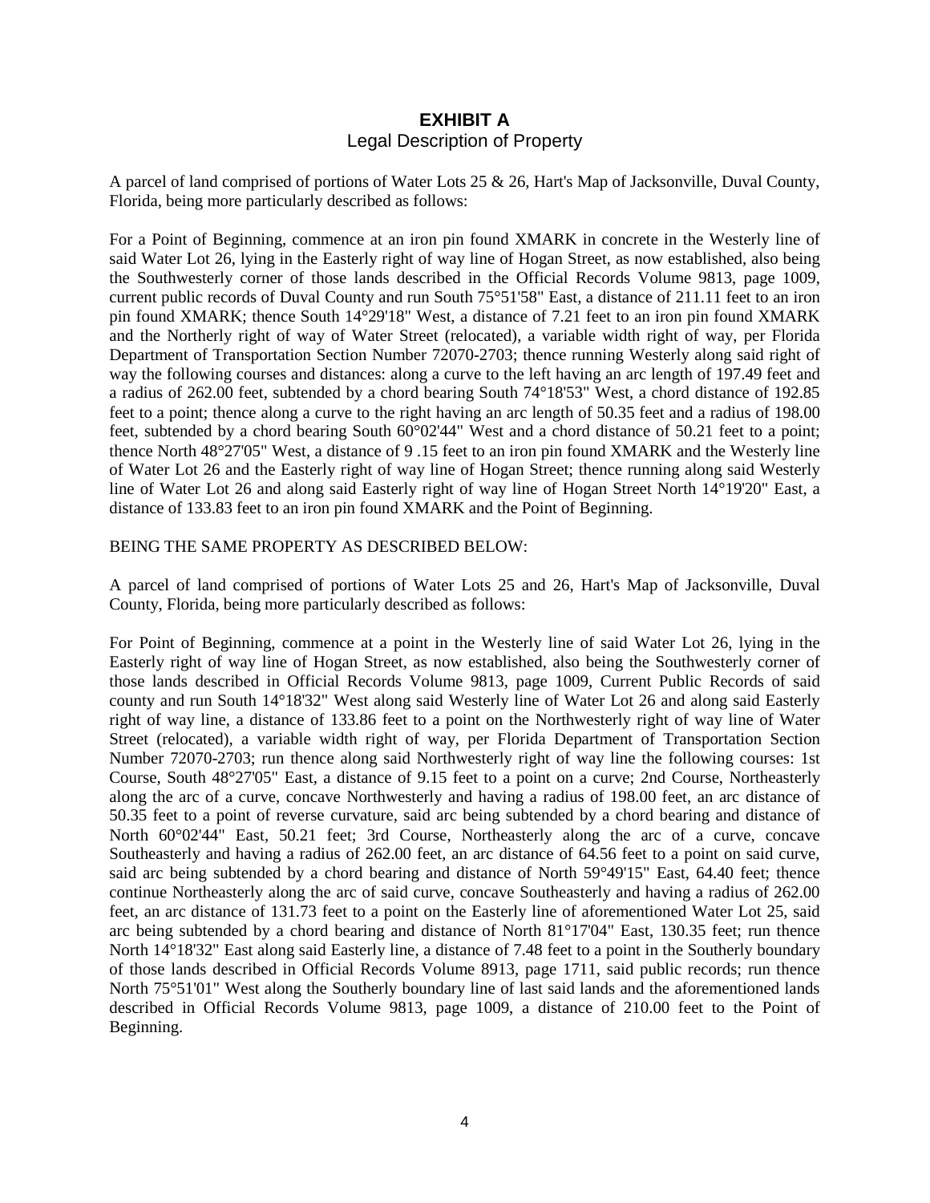# EXHIBIT A

Legal Description of Property

A parcel of land comprised of portions of Water Lots 25 & 26, Hart's Map of Jacksonville, Duval County, Florida, being more particularly described as follows:

For a Point of Beginning, commence at an iron pin found XMARK in concrete in the Westerly line of said Water Lot 26, lying in the Easterly right of way line of Hogan Street, as now established, also being the Southwesterly corner of those lands described in the Official Records Volume 9813, page 1009, current public records of Duval County and run South 75°51'58" East, a distance of 211.11 feet to an iron pin found XMARK; thence South 14°29'18" West, a distance of 7.21 feet to an iron pin found XMARK and the Northerly right of way of Water Street (relocated), a variable width right of way, per Florida Department of Transportation Section Number 72070-2703; thence running Westerly along said right of way the following courses and distances: along a curve to the left having an arc length of 197.49 feet and a radius of 262.00 feet, subtended by a chord bearing South 74°18'53" West, a chord distance of 192.85 feet to a point; thence along a curve to the right having an arc length of 50.35 feet and a radius of 198.00 feet, subtended by a chord bearing South 60°02'44" West and a chord distance of 50.21 feet to a point; thence North 48°27'05" West, a distance of 9 .15 feet to an iron pin found XMARK and the Westerly line of Water Lot 26 and the Easterly right of way line of Hogan Street; thence running along said Westerly line of Water Lot 26 and along said Easterly right of way line of Hogan Street North 14°19'20" East, a distance of 133.83 feet to an iron pin found XMARK and the Point of Beginning.

BEING THE SAME PROPERTY AS DESCRIBED BELOW:

A parcel of land comprised of portions of Water Lots 25 and 26, Hart's Map of Jacksonville, Duval County, Florida, being more particularly described as follows:

For Point of Beginning, commence at a point in the Westerly line of said Water Lot 26, lying in the Easterly right of way line of Hogan Street, as now established, also being the Southwesterly corner of those lands described in Official Records Volume 9813, page 1009, Current Public Records of said county and run South 14°18'32" West along said Westerly line of Water Lot 26 and along said Easterly right of way line, a distance of 133.86 feet to a point on the Northwesterly right of way line of Water Street (relocated), a variable width right of way, per Florida Department of Transportation Section Number 72070-2703; run thence along said Northwesterly right of way line the following courses: 1st Course, South 48°27'05" East, a distance of 9.15 feet to a point on a curve; 2nd Course, Northeasterly along the arc of a curve, concave Northwesterly and having a radius of 198.00 feet, an arc distance of 50.35 feet to a point of reverse curvature, said arc being subtended by a chord bearing and distance of North 60°02'44" East, 50.21 feet; 3rd Course, Northeasterly along the arc of a curve, concave Southeasterly and having a radius of 262.00 feet, an arc distance of 64.56 feet to a point on said curve, said arc being subtended by a chord bearing and distance of North 59°49'15" East, 64.40 feet; thence continue Northeasterly along the arc of said curve, concave Southeasterly and having a radius of 262.00 feet, an arc distance of 131.73 feet to a point on the Easterly line of aforementioned Water Lot 25, said arc being subtended by a chord bearing and distance of North 81°17'04" East, 130.35 feet; run thence North 14°18'32" East along said Easterly line, a distance of 7.48 feet to a point in the Southerly boundary of those lands described in Official Records Volume 8913, page 1711, said public records; run thence North 75°51'01" West along the Southerly boundary line of last said lands and the aforementioned lands described in Official Records Volume 9813, page 1009, a distance of 210.00 feet to the Point of Beginning.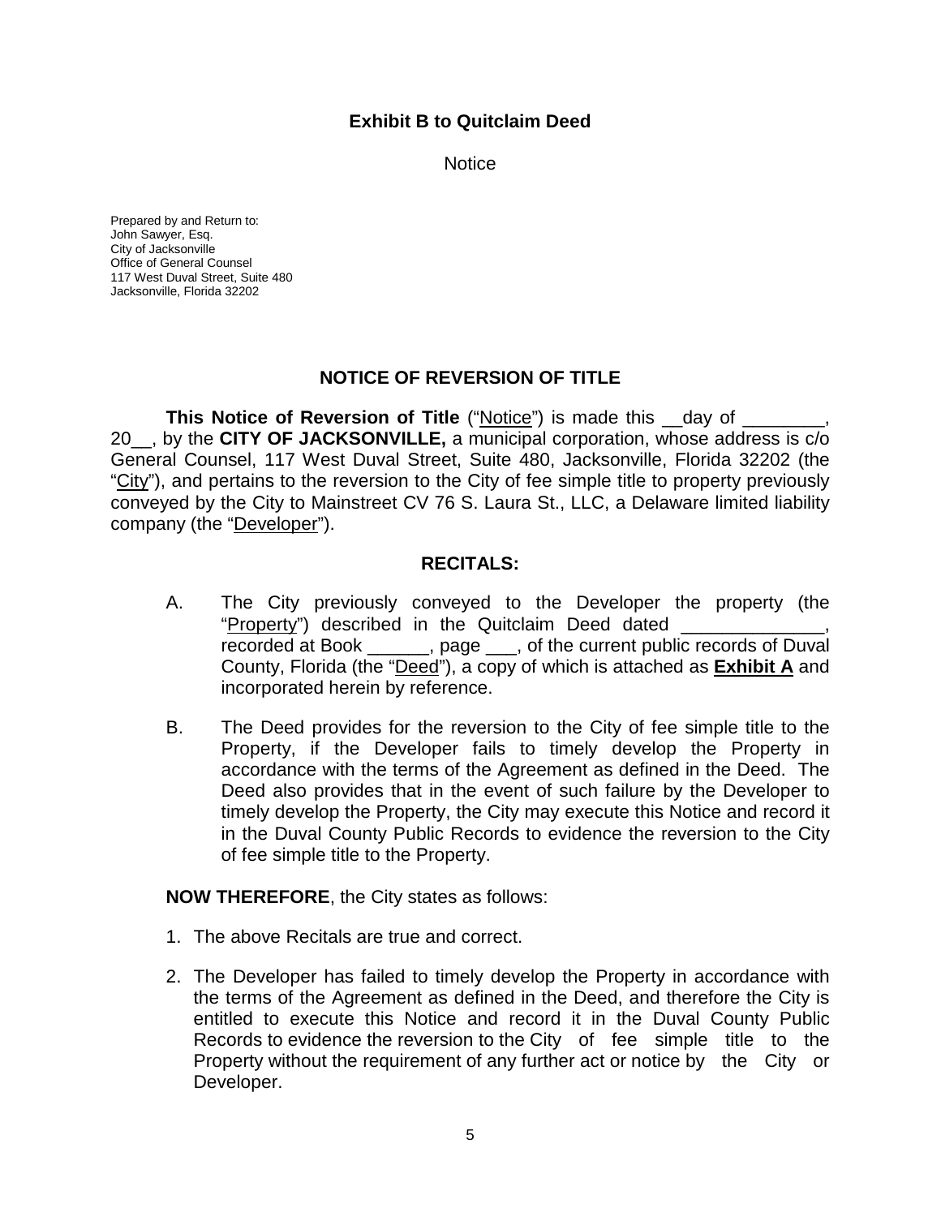**Exhibit B to Quitclaim Deed**

Notice

Prepared by and Return to:
John Sawyer, Esq.
City of Jacksonville
Office of General Counsel
117 West Duval Street, Suite 480
Jacksonville, Florida 32202

## NOTICE OF REVERSION OF TITLE

**This Notice of Reversion of Title** ("Notice") is made this __day of ________, 20__, by the **CITY OF JACKSONVILLE,** a municipal corporation, whose address is c/o General Counsel, 117 West Duval Street, Suite 480, Jacksonville, Florida 32202 (the "City"), and pertains to the reversion to the City of fee simple title to property previously conveyed by the City to Mainstreet CV 76 S. Laura St., LLC, a Delaware limited liability company (the "Developer").

## RECITALS:

A. The City previously conveyed to the Developer the property (the "Property") described in the Quitclaim Deed dated ______________, recorded at Book ______, page ___, of the current public records of Duval County, Florida (the "Deed"), a copy of which is attached as **Exhibit A** and incorporated herein by reference.

B. The Deed provides for the reversion to the City of fee simple title to the Property, if the Developer fails to timely develop the Property in accordance with the terms of the Agreement as defined in the Deed. The Deed also provides that in the event of such failure by the Developer to timely develop the Property, the City may execute this Notice and record it in the Duval County Public Records to evidence the reversion to the City of fee simple title to the Property.

**NOW THEREFORE**, the City states as follows:

1. The above Recitals are true and correct.

2. The Developer has failed to timely develop the Property in accordance with the terms of the Agreement as defined in the Deed, and therefore the City is entitled to execute this Notice and record it in the Duval County Public Records to evidence the reversion to the City of fee simple title to the Property without the requirement of any further act or notice by the City or Developer.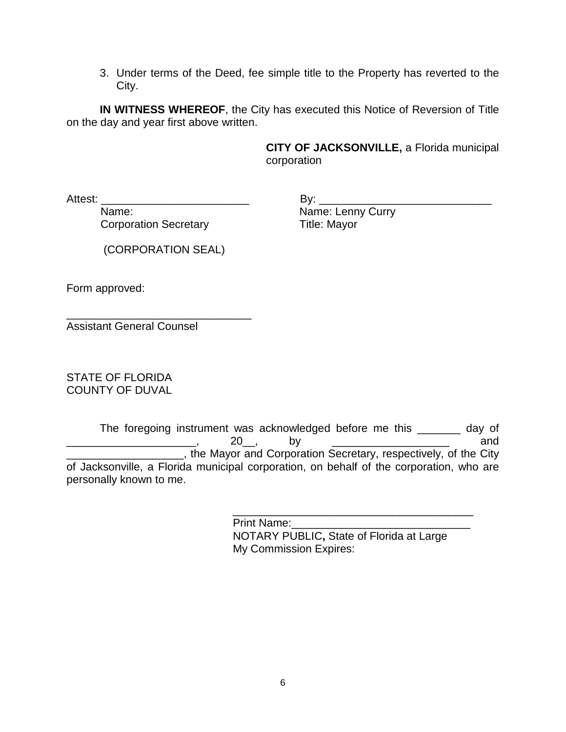3. Under terms of the Deed, fee simple title to the Property has reverted to the City.

**IN WITNESS WHEREOF**, the City has executed this Notice of Reversion of Title on the day and year first above written.

**CITY OF JACKSONVILLE,** a Florida municipal corporation

Attest: ________________________
Name:
Corporation Secretary

By: ____________________________
Name: Lenny Curry
Title: Mayor

(CORPORATION SEAL)

Form approved:

______________________________
Assistant General Counsel

STATE OF FLORIDA
COUNTY OF DUVAL

The foregoing instrument was acknowledged before me this _______ day of ____________________, 20__, by ___________________ and ___________________, the Mayor and Corporation Secretary, respectively, of the City of Jacksonville, a Florida municipal corporation, on behalf of the corporation, who are personally known to me.

_______________________________________
Print Name:_____________________________
NOTARY PUBLIC**,** State of Florida at Large
My Commission Expires: